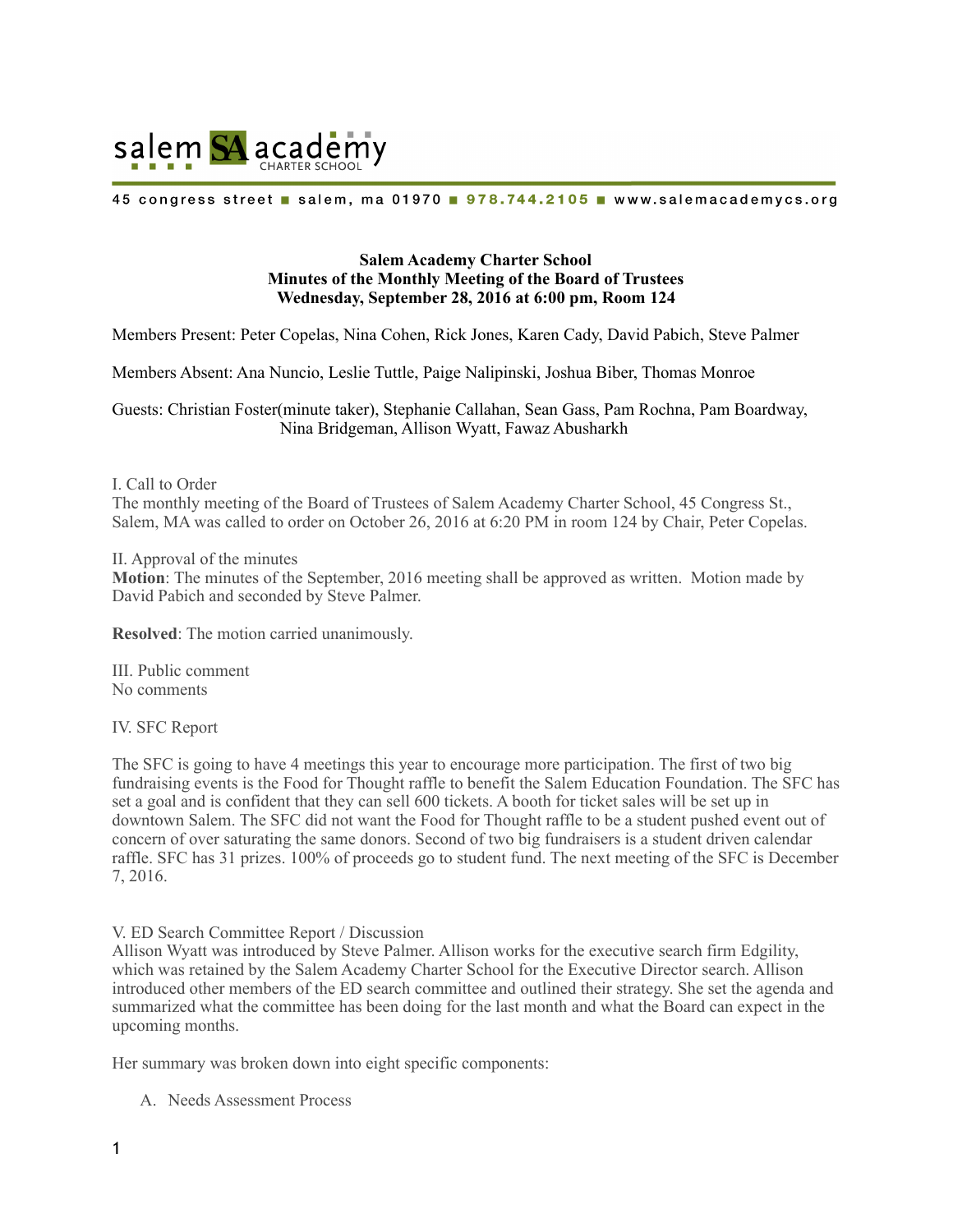salem SA academy CHARTER SCHOOL

45 congress street ■ salem, ma 01970 ■ 978.744.2105 ■ www.salemacademycs.org

**Salem Academy Charter School**
**Minutes of the Monthly Meeting of the Board of Trustees**
**Wednesday, September 28, 2016 at 6:00 pm, Room 124**

Members Present: Peter Copelas, Nina Cohen, Rick Jones, Karen Cady, David Pabich, Steve Palmer

Members Absent: Ana Nuncio, Leslie Tuttle, Paige Nalipinski, Joshua Biber, Thomas Monroe

Guests: Christian Foster(minute taker), Stephanie Callahan, Sean Gass, Pam Rochna, Pam Boardway, Nina Bridgeman, Allison Wyatt, Fawaz Abusharkh

I. Call to Order
The monthly meeting of the Board of Trustees of Salem Academy Charter School, 45 Congress St., Salem, MA was called to order on October 26, 2016 at 6:20 PM in room 124 by Chair, Peter Copelas.

II. Approval of the minutes
**Motion**: The minutes of the September, 2016 meeting shall be approved as written. Motion made by David Pabich and seconded by Steve Palmer.

**Resolved**: The motion carried unanimously.

III. Public comment
No comments

IV. SFC Report

The SFC is going to have 4 meetings this year to encourage more participation. The first of two big fundraising events is the Food for Thought raffle to benefit the Salem Education Foundation. The SFC has set a goal and is confident that they can sell 600 tickets. A booth for ticket sales will be set up in downtown Salem. The SFC did not want the Food for Thought raffle to be a student pushed event out of concern of over saturating the same donors. Second of two big fundraisers is a student driven calendar raffle. SFC has 31 prizes. 100% of proceeds go to student fund. The next meeting of the SFC is December 7, 2016.

V. ED Search Committee Report / Discussion
Allison Wyatt was introduced by Steve Palmer. Allison works for the executive search firm Edgility, which was retained by the Salem Academy Charter School for the Executive Director search. Allison introduced other members of the ED search committee and outlined their strategy. She set the agenda and summarized what the committee has been doing for the last month and what the Board can expect in the upcoming months.

Her summary was broken down into eight specific components:

A. Needs Assessment Process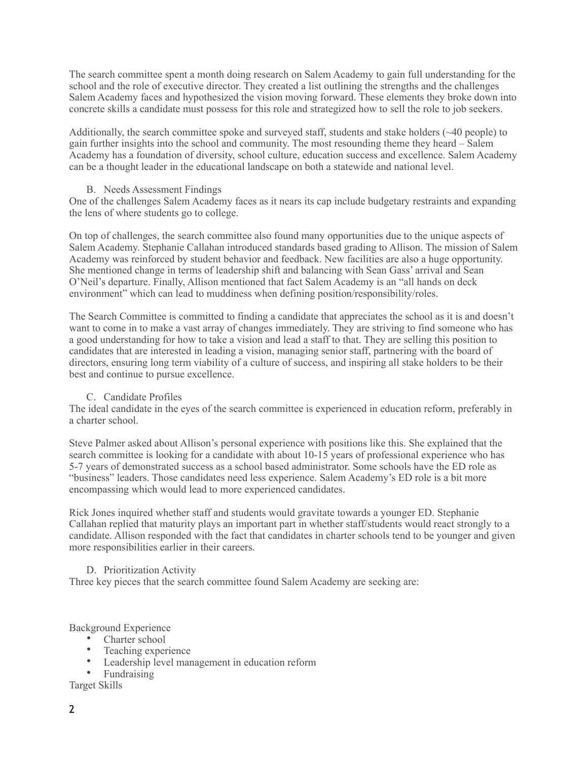The search committee spent a month doing research on Salem Academy to gain full understanding for the school and the role of executive director. They created a list outlining the strengths and the challenges Salem Academy faces and hypothesized the vision moving forward. These elements they broke down into concrete skills a candidate must possess for this role and strategized how to sell the role to job seekers.

Additionally, the search committee spoke and surveyed staff, students and stake holders (~40 people) to gain further insights into the school and community. The most resounding theme they heard – Salem Academy has a foundation of diversity, school culture, education success and excellence. Salem Academy can be a thought leader in the educational landscape on both a statewide and national level.

B. Needs Assessment Findings

One of the challenges Salem Academy faces as it nears its cap include budgetary restraints and expanding the lens of where students go to college.

On top of challenges, the search committee also found many opportunities due to the unique aspects of Salem Academy. Stephanie Callahan introduced standards based grading to Allison. The mission of Salem Academy was reinforced by student behavior and feedback. New facilities are also a huge opportunity. She mentioned change in terms of leadership shift and balancing with Sean Gass' arrival and Sean O'Neil's departure. Finally, Allison mentioned that fact Salem Academy is an "all hands on deck environment" which can lead to muddiness when defining position/responsibility/roles.

The Search Committee is committed to finding a candidate that appreciates the school as it is and doesn't want to come in to make a vast array of changes immediately. They are striving to find someone who has a good understanding for how to take a vision and lead a staff to that. They are selling this position to candidates that are interested in leading a vision, managing senior staff, partnering with the board of directors, ensuring long term viability of a culture of success, and inspiring all stake holders to be their best and continue to pursue excellence.

C. Candidate Profiles

The ideal candidate in the eyes of the search committee is experienced in education reform, preferably in a charter school.

Steve Palmer asked about Allison's personal experience with positions like this. She explained that the search committee is looking for a candidate with about 10-15 years of professional experience who has 5-7 years of demonstrated success as a school based administrator. Some schools have the ED role as "business" leaders. Those candidates need less experience. Salem Academy's ED role is a bit more encompassing which would lead to more experienced candidates.

Rick Jones inquired whether staff and students would gravitate towards a younger ED. Stephanie Callahan replied that maturity plays an important part in whether staff/students would react strongly to a candidate. Allison responded with the fact that candidates in charter schools tend to be younger and given more responsibilities earlier in their careers.

D. Prioritization Activity

Three key pieces that the search committee found Salem Academy are seeking are:

Background Experience

- Charter school
- Teaching experience
- Leadership level management in education reform
- Fundraising

Target Skills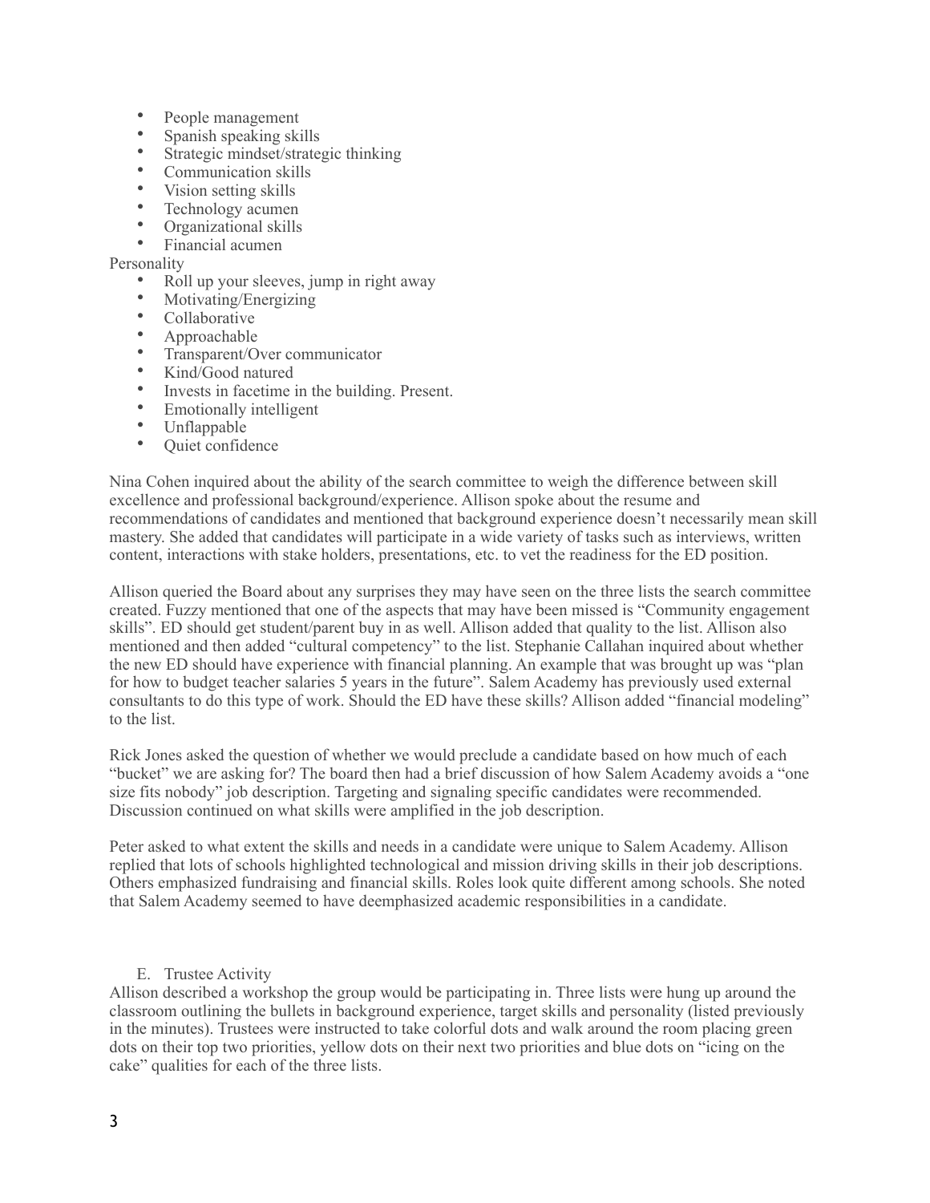- People management
- Spanish speaking skills
- Strategic mindset/strategic thinking
- Communication skills
- Vision setting skills
- Technology acumen
- Organizational skills
- Financial acumen

Personality

- Roll up your sleeves, jump in right away
- Motivating/Energizing
- Collaborative
- Approachable
- Transparent/Over communicator
- Kind/Good natured
- Invests in facetime in the building. Present.
- Emotionally intelligent
- Unflappable
- Quiet confidence

Nina Cohen inquired about the ability of the search committee to weigh the difference between skill excellence and professional background/experience. Allison spoke about the resume and recommendations of candidates and mentioned that background experience doesn't necessarily mean skill mastery. She added that candidates will participate in a wide variety of tasks such as interviews, written content, interactions with stake holders, presentations, etc. to vet the readiness for the ED position.

Allison queried the Board about any surprises they may have seen on the three lists the search committee created. Fuzzy mentioned that one of the aspects that may have been missed is "Community engagement skills". ED should get student/parent buy in as well. Allison added that quality to the list. Allison also mentioned and then added "cultural competency" to the list. Stephanie Callahan inquired about whether the new ED should have experience with financial planning. An example that was brought up was "plan for how to budget teacher salaries 5 years in the future". Salem Academy has previously used external consultants to do this type of work. Should the ED have these skills? Allison added "financial modeling" to the list.

Rick Jones asked the question of whether we would preclude a candidate based on how much of each "bucket" we are asking for? The board then had a brief discussion of how Salem Academy avoids a "one size fits nobody" job description. Targeting and signaling specific candidates were recommended. Discussion continued on what skills were amplified in the job description.

Peter asked to what extent the skills and needs in a candidate were unique to Salem Academy. Allison replied that lots of schools highlighted technological and mission driving skills in their job descriptions. Others emphasized fundraising and financial skills. Roles look quite different among schools. She noted that Salem Academy seemed to have deemphasized academic responsibilities in a candidate.

E. Trustee Activity

Allison described a workshop the group would be participating in. Three lists were hung up around the classroom outlining the bullets in background experience, target skills and personality (listed previously in the minutes). Trustees were instructed to take colorful dots and walk around the room placing green dots on their top two priorities, yellow dots on their next two priorities and blue dots on "icing on the cake" qualities for each of the three lists.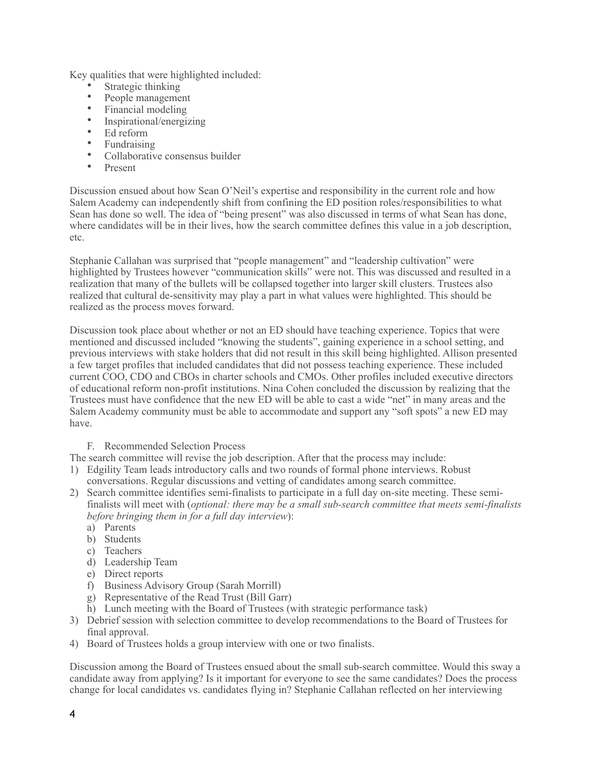Key qualities that were highlighted included:

- Strategic thinking
- People management
- Financial modeling
- Inspirational/energizing
- Ed reform
- Fundraising
- Collaborative consensus builder
- Present

Discussion ensued about how Sean O'Neil's expertise and responsibility in the current role and how Salem Academy can independently shift from confining the ED position roles/responsibilities to what Sean has done so well. The idea of "being present" was also discussed in terms of what Sean has done, where candidates will be in their lives, how the search committee defines this value in a job description, etc.

Stephanie Callahan was surprised that "people management" and "leadership cultivation" were highlighted by Trustees however "communication skills" were not. This was discussed and resulted in a realization that many of the bullets will be collapsed together into larger skill clusters. Trustees also realized that cultural de-sensitivity may play a part in what values were highlighted. This should be realized as the process moves forward.

Discussion took place about whether or not an ED should have teaching experience. Topics that were mentioned and discussed included "knowing the students", gaining experience in a school setting, and previous interviews with stake holders that did not result in this skill being highlighted. Allison presented a few target profiles that included candidates that did not possess teaching experience. These included current COO, CDO and CBOs in charter schools and CMOs. Other profiles included executive directors of educational reform non-profit institutions. Nina Cohen concluded the discussion by realizing that the Trustees must have confidence that the new ED will be able to cast a wide "net" in many areas and the Salem Academy community must be able to accommodate and support any "soft spots" a new ED may have.

F. Recommended Selection Process

The search committee will revise the job description. After that the process may include:

1) Edgility Team leads introductory calls and two rounds of formal phone interviews. Robust conversations. Regular discussions and vetting of candidates among search committee.
2) Search committee identifies semi-finalists to participate in a full day on-site meeting. These semi-finalists will meet with (*optional: there may be a small sub-search committee that meets semi-finalists before bringing them in for a full day interview*):
   a) Parents
   b) Students
   c) Teachers
   d) Leadership Team
   e) Direct reports
   f) Business Advisory Group (Sarah Morrill)
   g) Representative of the Read Trust (Bill Garr)
   h) Lunch meeting with the Board of Trustees (with strategic performance task)
3) Debrief session with selection committee to develop recommendations to the Board of Trustees for final approval.
4) Board of Trustees holds a group interview with one or two finalists.

Discussion among the Board of Trustees ensued about the small sub-search committee. Would this sway a candidate away from applying? Is it important for everyone to see the same candidates? Does the process change for local candidates vs. candidates flying in? Stephanie Callahan reflected on her interviewing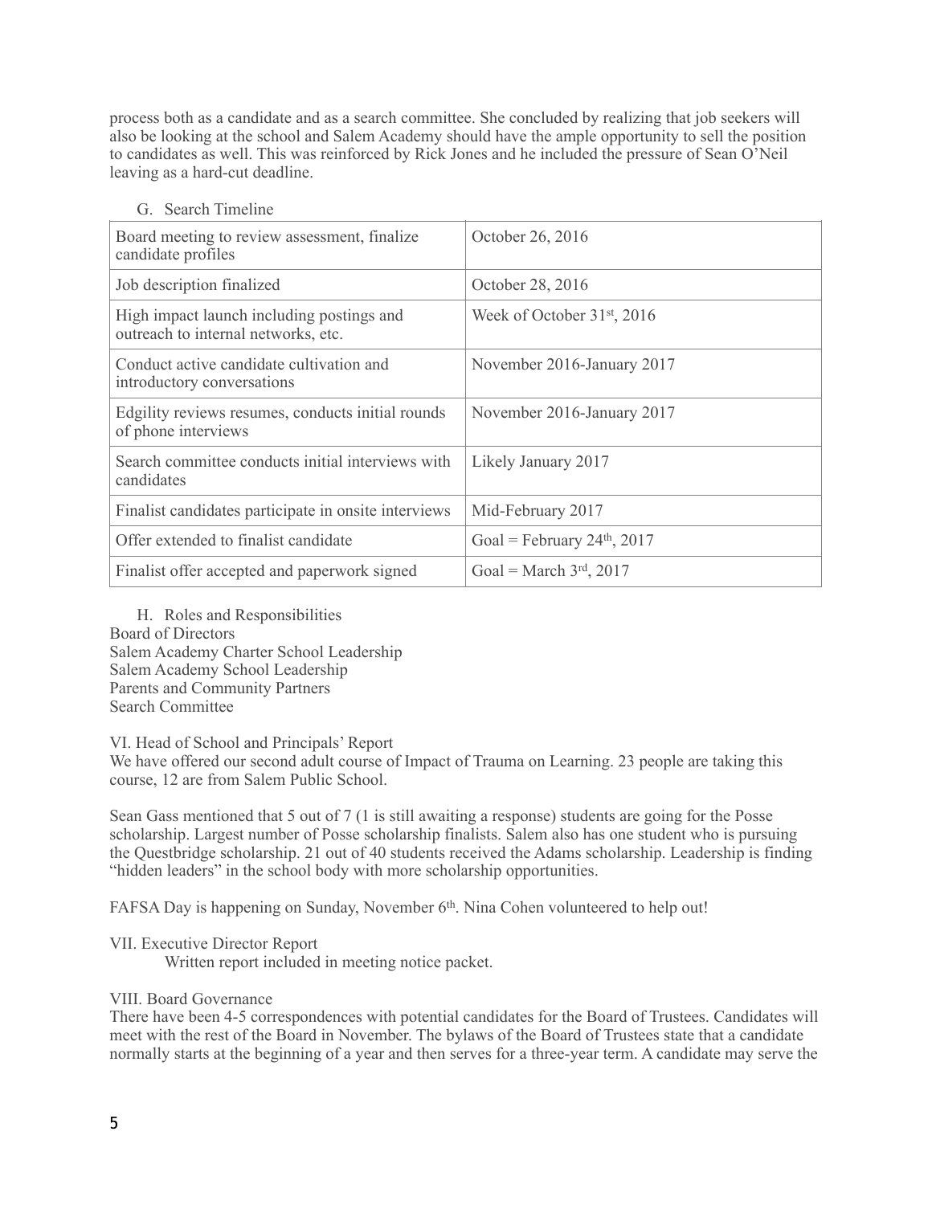process both as a candidate and as a search committee. She concluded by realizing that job seekers will also be looking at the school and Salem Academy should have the ample opportunity to sell the position to candidates as well. This was reinforced by Rick Jones and he included the pressure of Sean O'Neil leaving as a hard-cut deadline.

G. Search Timeline

| | |
|---|---|
| Board meeting to review assessment, finalize candidate profiles | October 26, 2016 |
| Job description finalized | October 28, 2016 |
| High impact launch including postings and outreach to internal networks, etc. | Week of October 31st, 2016 |
| Conduct active candidate cultivation and introductory conversations | November 2016-January 2017 |
| Edgility reviews resumes, conducts initial rounds of phone interviews | November 2016-January 2017 |
| Search committee conducts initial interviews with candidates | Likely January 2017 |
| Finalist candidates participate in onsite interviews | Mid-February 2017 |
| Offer extended to finalist candidate | Goal = February 24th, 2017 |
| Finalist offer accepted and paperwork signed | Goal = March 3rd, 2017 |

H. Roles and Responsibilities

Board of Directors
Salem Academy Charter School Leadership
Salem Academy School Leadership
Parents and Community Partners
Search Committee

VI. Head of School and Principals' Report

We have offered our second adult course of Impact of Trauma on Learning. 23 people are taking this course, 12 are from Salem Public School.

Sean Gass mentioned that 5 out of 7 (1 is still awaiting a response) students are going for the Posse scholarship. Largest number of Posse scholarship finalists. Salem also has one student who is pursuing the Questbridge scholarship. 21 out of 40 students received the Adams scholarship. Leadership is finding "hidden leaders" in the school body with more scholarship opportunities.

FAFSA Day is happening on Sunday, November 6th. Nina Cohen volunteered to help out!

VII. Executive Director Report

Written report included in meeting notice packet.

VIII. Board Governance

There have been 4-5 correspondences with potential candidates for the Board of Trustees. Candidates will meet with the rest of the Board in November. The bylaws of the Board of Trustees state that a candidate normally starts at the beginning of a year and then serves for a three-year term. A candidate may serve the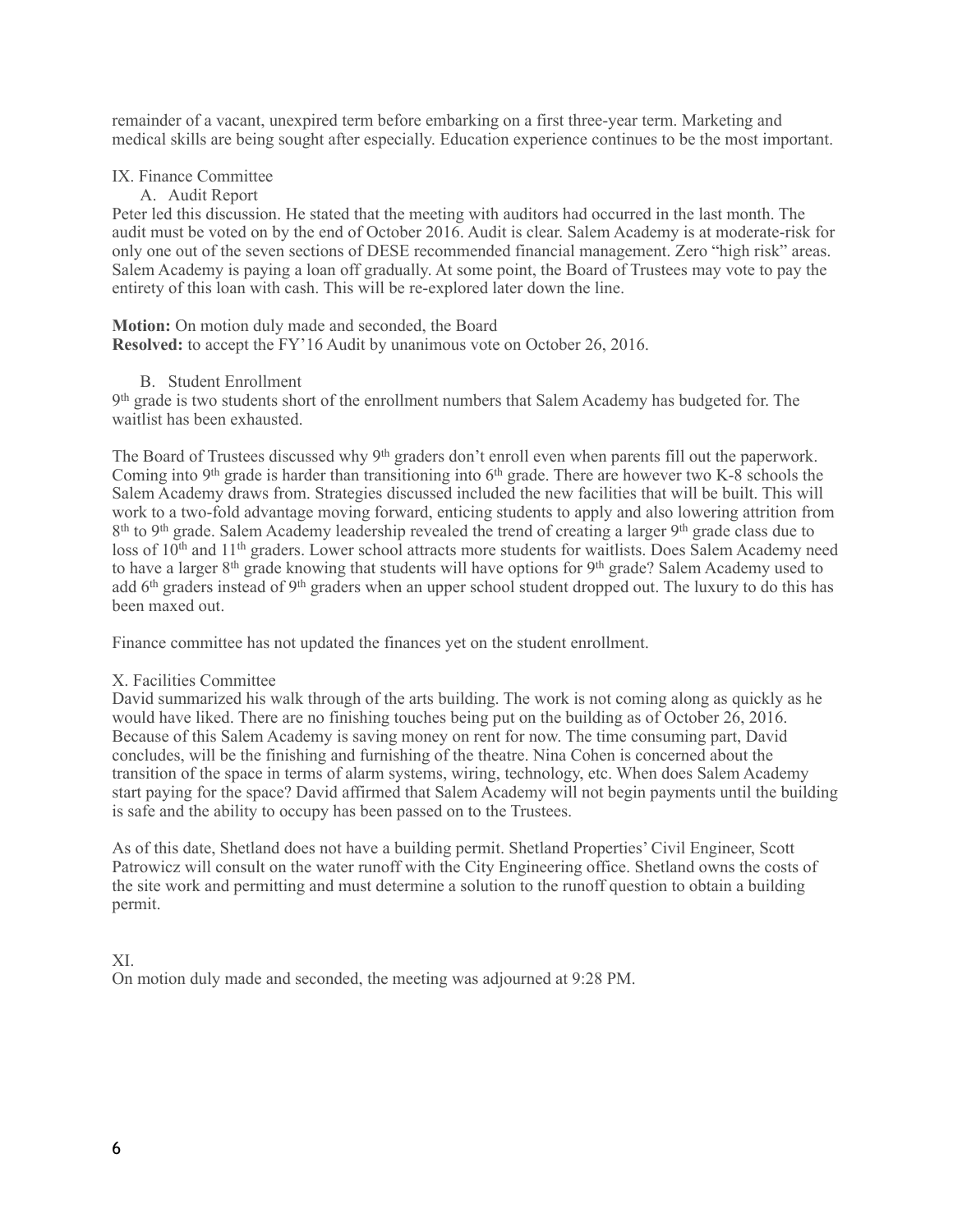remainder of a vacant, unexpired term before embarking on a first three-year term. Marketing and medical skills are being sought after especially. Education experience continues to be the most important.

IX. Finance Committee

A. Audit Report

Peter led this discussion. He stated that the meeting with auditors had occurred in the last month. The audit must be voted on by the end of October 2016. Audit is clear. Salem Academy is at moderate-risk for only one out of the seven sections of DESE recommended financial management. Zero "high risk" areas. Salem Academy is paying a loan off gradually. At some point, the Board of Trustees may vote to pay the entirety of this loan with cash. This will be re-explored later down the line.

**Motion:** On motion duly made and seconded, the Board
**Resolved:** to accept the FY'16 Audit by unanimous vote on October 26, 2016.

B. Student Enrollment

9th grade is two students short of the enrollment numbers that Salem Academy has budgeted for. The waitlist has been exhausted.

The Board of Trustees discussed why 9th graders don't enroll even when parents fill out the paperwork. Coming into 9th grade is harder than transitioning into 6th grade. There are however two K-8 schools the Salem Academy draws from. Strategies discussed included the new facilities that will be built. This will work to a two-fold advantage moving forward, enticing students to apply and also lowering attrition from 8th to 9th grade. Salem Academy leadership revealed the trend of creating a larger 9th grade class due to loss of 10th and 11th graders. Lower school attracts more students for waitlists. Does Salem Academy need to have a larger 8th grade knowing that students will have options for 9th grade? Salem Academy used to add 6th graders instead of 9th graders when an upper school student dropped out. The luxury to do this has been maxed out.

Finance committee has not updated the finances yet on the student enrollment.

X. Facilities Committee

David summarized his walk through of the arts building. The work is not coming along as quickly as he would have liked. There are no finishing touches being put on the building as of October 26, 2016. Because of this Salem Academy is saving money on rent for now. The time consuming part, David concludes, will be the finishing and furnishing of the theatre. Nina Cohen is concerned about the transition of the space in terms of alarm systems, wiring, technology, etc. When does Salem Academy start paying for the space? David affirmed that Salem Academy will not begin payments until the building is safe and the ability to occupy has been passed on to the Trustees.

As of this date, Shetland does not have a building permit. Shetland Properties' Civil Engineer, Scott Patrowicz will consult on the water runoff with the City Engineering office. Shetland owns the costs of the site work and permitting and must determine a solution to the runoff question to obtain a building permit.

XI.

On motion duly made and seconded, the meeting was adjourned at 9:28 PM.